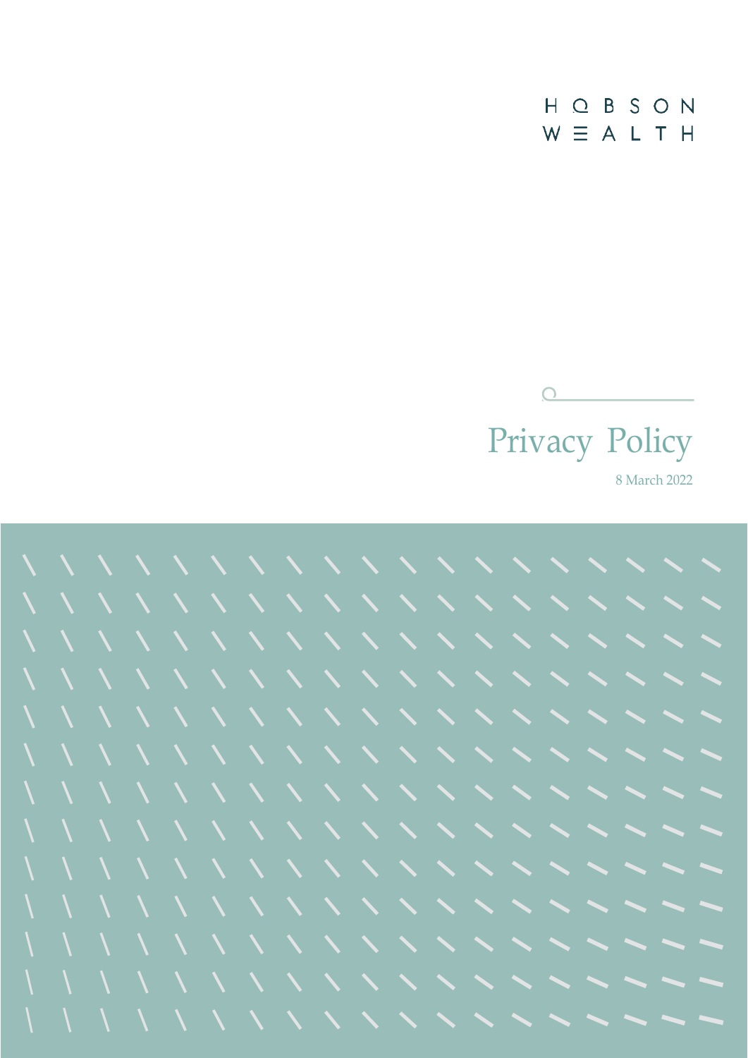HOBSON WEALTH

# Privacy Policy

8 March 2022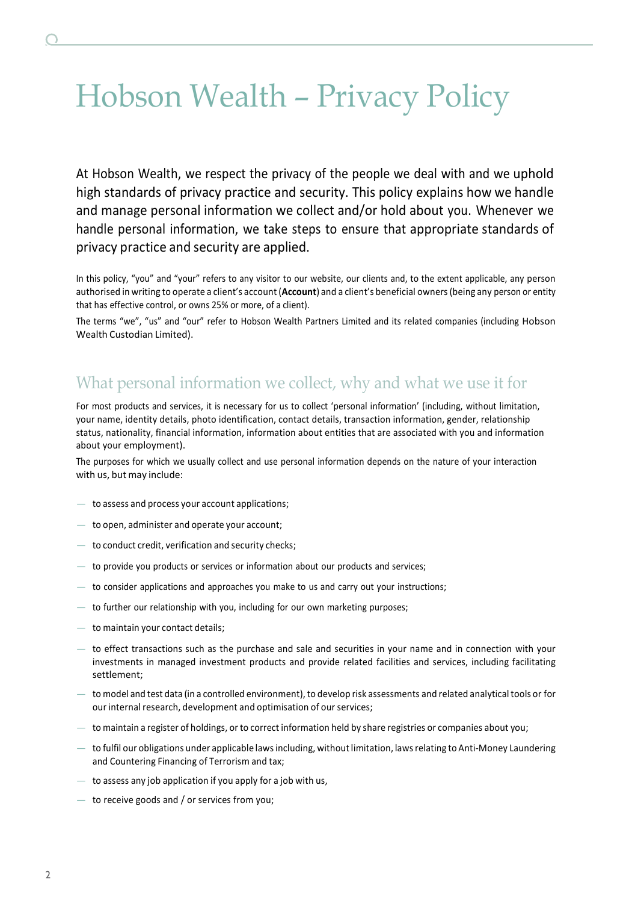# Hobson Wealth – Privacy Policy

At Hobson Wealth, we respect the privacy of the people we deal with and we uphold high standards of privacy practice and security. This policy explains how we handle and manage personal information we collect and/or hold about you. Whenever we handle personal information, we take steps to ensure that appropriate standards of privacy practice and security are applied.

In this policy, "you" and "your" refers to any visitor to our website, our clients and, to the extent applicable, any person authorised in writing to operate a client's account (**Account**) and a client's beneficial owners (being any person or entity that has effective control, or owns 25% or more, of a client).

The terms "we", "us" and "our" refer to Hobson Wealth Partners Limited and its related companies (including Hobson Wealth Custodian Limited).

## What personal information we collect, why and what we use it for

For most products and services, it is necessary for us to collect 'personal information' (including, without limitation, your name, identity details, photo identification, contact details, transaction information, gender, relationship status, nationality, financial information, information about entities that are associated with you and information about your employment).

The purposes for which we usually collect and use personal information depends on the nature of your interaction with us, but may include:

- to assess and process your account applications;
- to open, administer and operate your account;
- to conduct credit, verification and security checks;
- to provide you products or services or information about our products and services;
- to consider applications and approaches you make to us and carry out your instructions;
- to further our relationship with you, including for our own marketing purposes;
- to maintain your contact details;
- to effect transactions such as the purchase and sale and securities in your name and in connection with your investments in managed investment products and provide related facilities and services, including facilitating settlement;
- to model and test data (in a controlled environment), to develop risk assessments and related analytical tools or for our internal research, development and optimisation of our services;
- to maintain a register of holdings, or to correct information held by share registries or companies about you;
- to fulfil our obligations under applicable laws including, without limitation, laws relating to Anti-Money Laundering and Countering Financing of Terrorism and tax;
- to assess any job application if you apply for a job with us,
- to receive goods and / or services from you;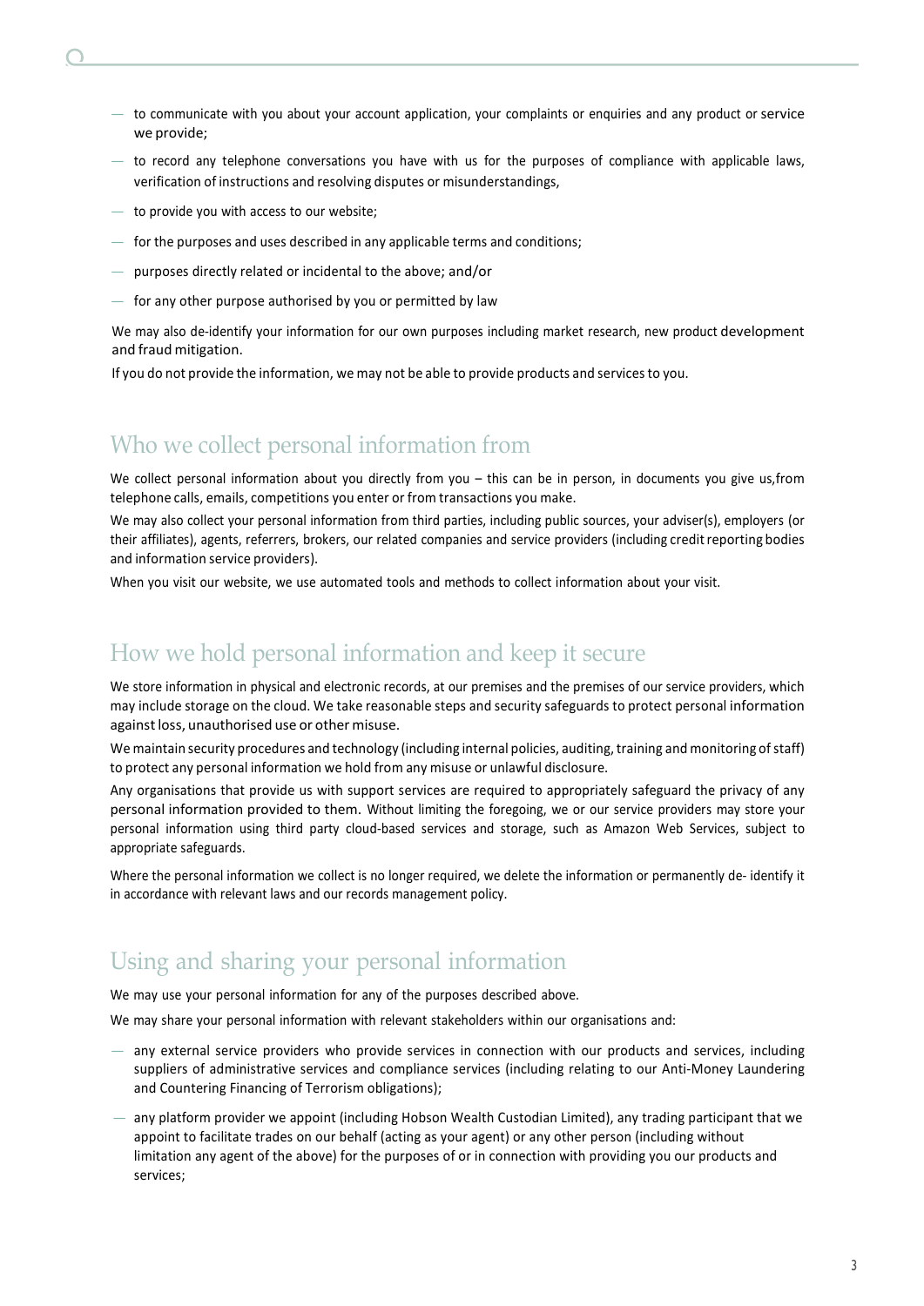- to communicate with you about your account application, your complaints or enquiries and any product or service we provide;
- to record any telephone conversations you have with us for the purposes of compliance with applicable laws, verification of instructions and resolving disputes or misunderstandings,
- to provide you with access to our website;
- for the purposes and uses described in any applicable terms and conditions;
- purposes directly related or incidental to the above; and/or
- for any other purpose authorised by you or permitted by law

We may also de-identify your information for our own purposes including market research, new product development and fraud mitigation.

If you do not provide the information, we may not be able to provide products and services to you.

## Who we collect personal information from

We collect personal information about you directly from you – this can be in person, in documents you give us,from telephone calls, emails, competitions you enter or from transactions you make.

We may also collect your personal information from third parties, including public sources, your adviser(s), employers (or their affiliates), agents, referrers, brokers, our related companies and service providers (including credit reporting bodies and information service providers).

When you visit our website, we use automated tools and methods to collect information about your visit.

## How we hold personal information and keep it secure

We store information in physical and electronic records, at our premises and the premises of our service providers, which may include storage on the cloud. We take reasonable steps and security safeguards to protect personal information against loss, unauthorised use or other misuse.

We maintain security procedures and technology (including internal policies, auditing, training and monitoring of staff) to protect any personal information we hold from any misuse or unlawful disclosure.

Any organisations that provide us with support services are required to appropriately safeguard the privacy of any personal information provided to them. Without limiting the foregoing, we or our service providers may store your personal information using third party cloud-based services and storage, such as Amazon Web Services, subject to appropriate safeguards.

Where the personal information we collect is no longer required, we delete the information or permanently de- identify it in accordance with relevant laws and our records management policy.

## Using and sharing your personal information

We may use your personal information for any of the purposes described above.

We may share your personal information with relevant stakeholders within our organisations and:

- any external service providers who provide services in connection with our products and services, including suppliers of administrative services and compliance services (including relating to our Anti-Money Laundering and Countering Financing of Terrorism obligations);
- any platform provider we appoint (including Hobson Wealth Custodian Limited), any trading participant that we appoint to facilitate trades on our behalf (acting as your agent) or any other person (including without limitation any agent of the above) for the purposes of or in connection with providing you our products and services;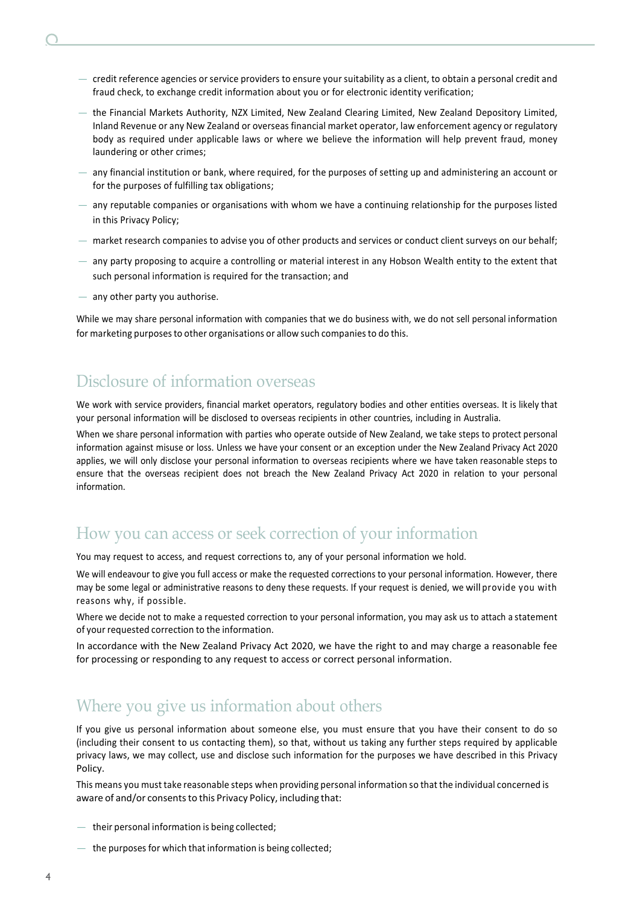- credit reference agencies or service providers to ensure your suitability as a client, to obtain a personal credit and fraud check, to exchange credit information about you or for electronic identity verification;
- the Financial Markets Authority, NZX Limited, New Zealand Clearing Limited, New Zealand Depository Limited, Inland Revenue or any New Zealand or overseas financial market operator, law enforcement agency or regulatory body as required under applicable laws or where we believe the information will help prevent fraud, money laundering or other crimes;
- any financial institution or bank, where required, for the purposes of setting up and administering an account or for the purposes of fulfilling tax obligations;
- any reputable companies or organisations with whom we have a continuing relationship for the purposes listed in this Privacy Policy;
- market research companies to advise you of other products and services or conduct client surveys on our behalf;
- any party proposing to acquire a controlling or material interest in any Hobson Wealth entity to the extent that such personal information is required for the transaction; and
- any other party you authorise.

While we may share personal information with companies that we do business with, we do not sell personal information for marketing purposes to other organisations or allow such companies to do this.

## Disclosure of information overseas

We work with service providers, financial market operators, regulatory bodies and other entities overseas. It is likely that your personal information will be disclosed to overseas recipients in other countries, including in Australia.

When we share personal information with parties who operate outside of New Zealand, we take steps to protect personal information against misuse or loss. Unless we have your consent or an exception under the New Zealand Privacy Act 2020 applies, we will only disclose your personal information to overseas recipients where we have taken reasonable steps to ensure that the overseas recipient does not breach the New Zealand Privacy Act 2020 in relation to your personal information.

## How you can access or seek correction of your information

You may request to access, and request corrections to, any of your personal information we hold.

We will endeavour to give you full access or make the requested corrections to your personal information. However, there may be some legal or administrative reasons to deny these requests. If your request is denied, we will provide you with reasons why, if possible.

Where we decide not to make a requested correction to your personal information, you may ask us to attach a statement of your requested correction to the information.

In accordance with the New Zealand Privacy Act 2020, we have the right to and may charge a reasonable fee for processing or responding to any request to access or correct personal information.

## Where you give us information about others

If you give us personal information about someone else, you must ensure that you have their consent to do so (including their consent to us contacting them), so that, without us taking any further steps required by applicable privacy laws, we may collect, use and disclose such information for the purposes we have described in this Privacy Policy.

This means you must take reasonable steps when providing personal information so that the individual concerned is aware of and/or consents to this Privacy Policy, including that:

- their personal information is being collected;
- the purposes for which that information is being collected;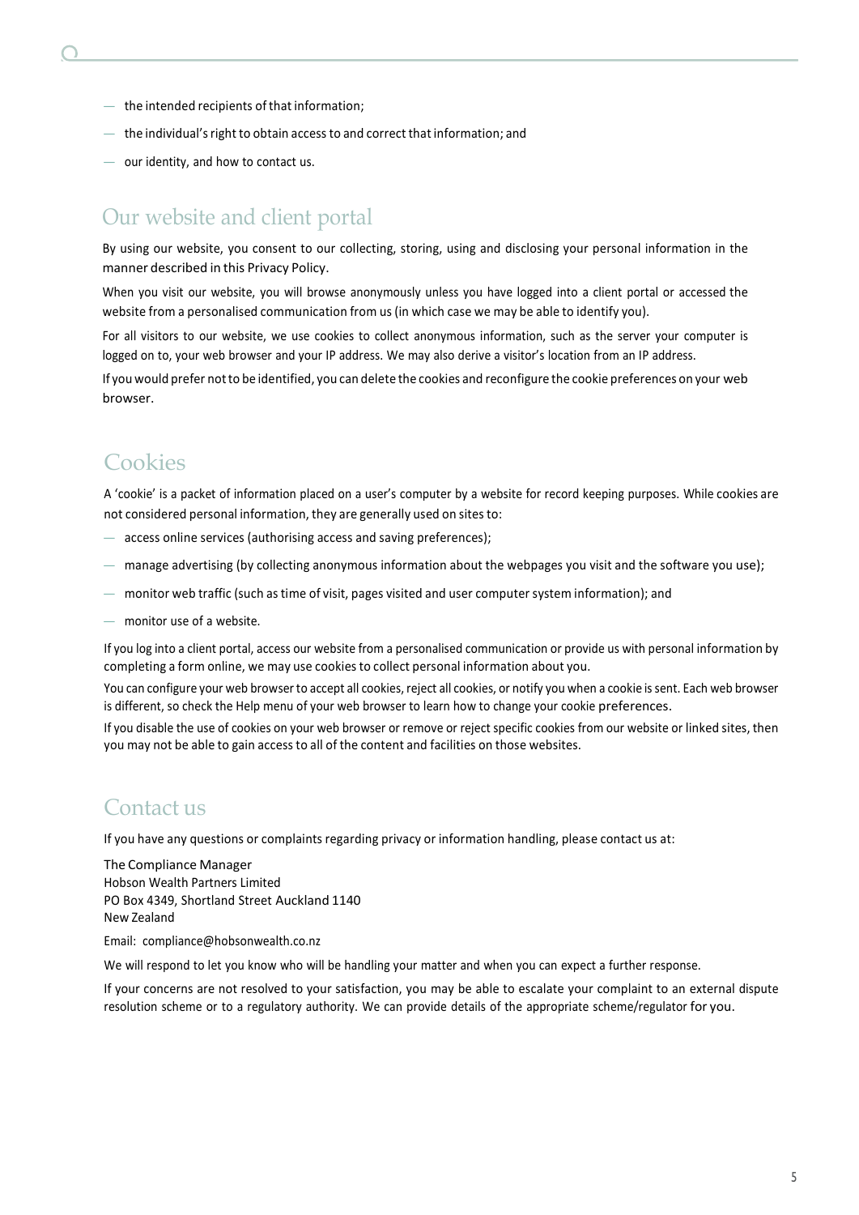- the intended recipients of that information;
- the individual's right to obtain access to and correct that information; and
- our identity, and how to contact us.

## Our website and client portal

By using our website, you consent to our collecting, storing, using and disclosing your personal information in the manner described in this Privacy Policy.

When you visit our website, you will browse anonymously unless you have logged into a client portal or accessed the website from a personalised communication from us (in which case we may be able to identify you).

For all visitors to our website, we use cookies to collect anonymous information, such as the server your computer is logged on to, your web browser and your IP address. We may also derive a visitor's location from an IP address.

If you would prefer not to be identified, you can delete the cookies and reconfigure the cookie preferences on your web browser.

## Cookies

A 'cookie' is a packet of information placed on a user's computer by a website for record keeping purposes. While cookies are not considered personal information, they are generally used on sites to:

- access online services (authorising access and saving preferences);
- manage advertising (by collecting anonymous information about the webpages you visit and the software you use);
- monitor web traffic (such as time of visit, pages visited and user computer system information); and
- monitor use of a website.

If you log into a client portal, access our website from a personalised communication or provide us with personal information by completing a form online, we may use cookies to collect personal information about you.

You can configure your web browser to accept all cookies, reject all cookies, or notify you when a cookie is sent. Each web browser is different, so check the Help menu of your web browser to learn how to change your cookie preferences.

If you disable the use of cookies on your web browser or remove or reject specific cookies from our website or linked sites, then you may not be able to gain access to all of the content and facilities on those websites.

## Contact us

If you have any questions or complaints regarding privacy or information handling, please contact us at:

The Compliance Manager
Hobson Wealth Partners Limited
PO Box 4349, Shortland Street Auckland 1140
New Zealand

Email: compliance@hobsonwealth.co.nz

We will respond to let you know who will be handling your matter and when you can expect a further response.

If your concerns are not resolved to your satisfaction, you may be able to escalate your complaint to an external dispute resolution scheme or to a regulatory authority. We can provide details of the appropriate scheme/regulator for you.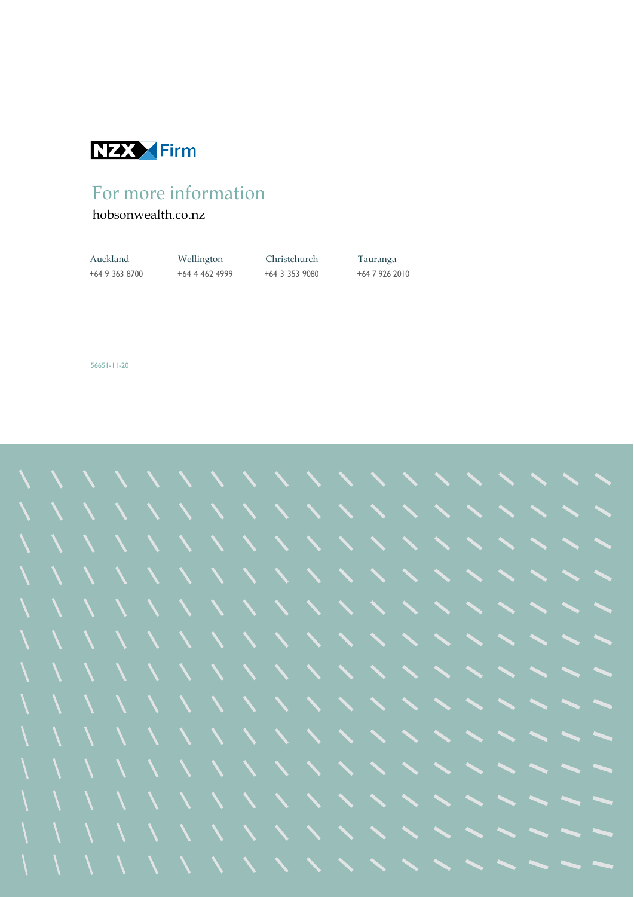NZX Firm

## For more information

hobsonwealth.co.nz

| Auckland | Wellington | Christchurch | Tauranga |
| --- | --- | --- | --- |
| +64 9 363 8700 | +64 4 462 4999 | +64 3 353 9080 | +64 7 926 2010 |

56651-11-20